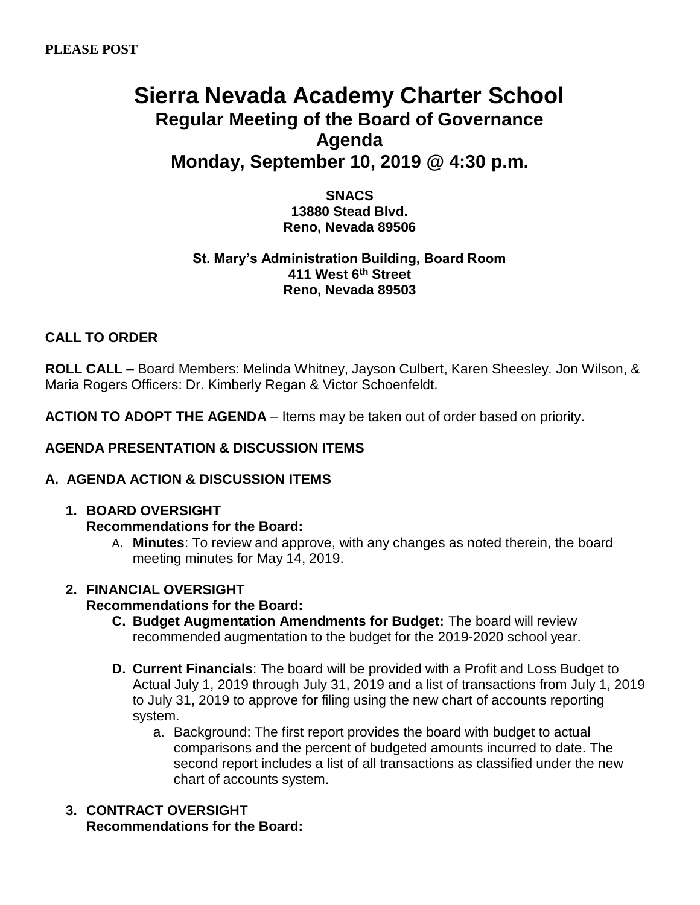**PLEASE POST**

# Sierra Nevada Academy Charter School
## Regular Meeting of the Board of Governance
## Agenda
## Monday, September 10, 2019 @ 4:30 p.m.

**SNACS**
**13880 Stead Blvd.**
**Reno, Nevada 89506**

**St. Mary's Administration Building, Board Room**
**411 West 6th Street**
**Reno, Nevada 89503**

**CALL TO ORDER**

**ROLL CALL –** Board Members: Melinda Whitney, Jayson Culbert, Karen Sheesley. Jon Wilson, & Maria Rogers Officers: Dr. Kimberly Regan & Victor Schoenfeldt.

**ACTION TO ADOPT THE AGENDA** – Items may be taken out of order based on priority.

**AGENDA PRESENTATION & DISCUSSION ITEMS**

**A. AGENDA ACTION & DISCUSSION ITEMS**

1. **BOARD OVERSIGHT**
   **Recommendations for the Board:**
   A. **Minutes**: To review and approve, with any changes as noted therein, the board meeting minutes for May 14, 2019.

2. **FINANCIAL OVERSIGHT**
   **Recommendations for the Board:**
   **C. Budget Augmentation Amendments for Budget:** The board will review recommended augmentation to the budget for the 2019-2020 school year.

   **D. Current Financials**: The board will be provided with a Profit and Loss Budget to Actual July 1, 2019 through July 31, 2019 and a list of transactions from July 1, 2019 to July 31, 2019 to approve for filing using the new chart of accounts reporting system.
      a. Background: The first report provides the board with budget to actual comparisons and the percent of budgeted amounts incurred to date. The second report includes a list of all transactions as classified under the new chart of accounts system.

3. **CONTRACT OVERSIGHT**
   **Recommendations for the Board:**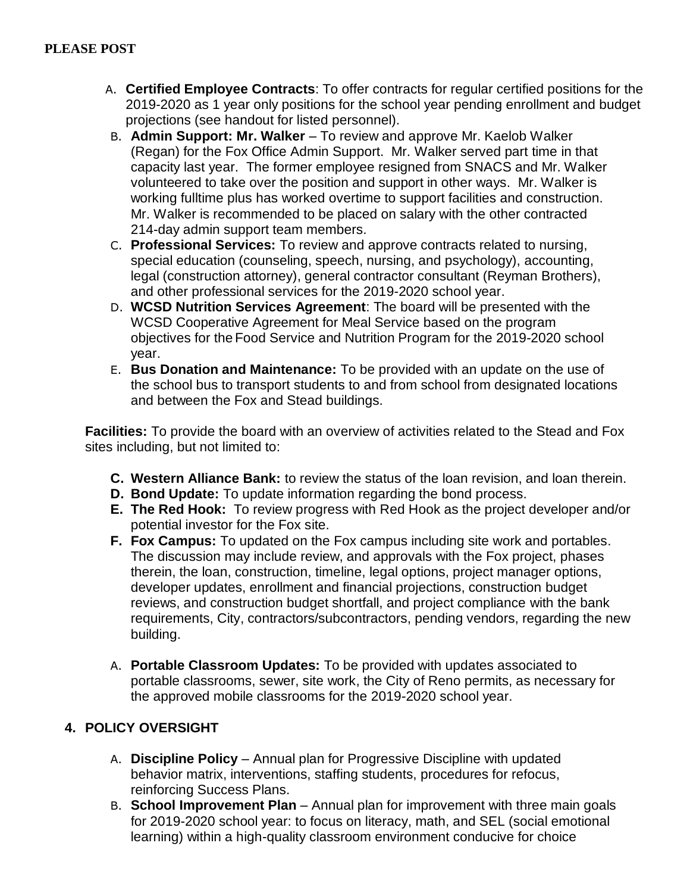**PLEASE POST**

A. **Certified Employee Contracts**: To offer contracts for regular certified positions for the 2019-2020 as 1 year only positions for the school year pending enrollment and budget projections (see handout for listed personnel).

B. **Admin Support: Mr. Walker** – To review and approve Mr. Kaelob Walker (Regan) for the Fox Office Admin Support. Mr. Walker served part time in that capacity last year. The former employee resigned from SNACS and Mr. Walker volunteered to take over the position and support in other ways. Mr. Walker is working fulltime plus has worked overtime to support facilities and construction. Mr. Walker is recommended to be placed on salary with the other contracted 214-day admin support team members.

C. **Professional Services:** To review and approve contracts related to nursing, special education (counseling, speech, nursing, and psychology), accounting, legal (construction attorney), general contractor consultant (Reyman Brothers), and other professional services for the 2019-2020 school year.

D. **WCSD Nutrition Services Agreement**: The board will be presented with the WCSD Cooperative Agreement for Meal Service based on the program objectives for the Food Service and Nutrition Program for the 2019-2020 school year.

E. **Bus Donation and Maintenance:** To be provided with an update on the use of the school bus to transport students to and from school from designated locations and between the Fox and Stead buildings.

**Facilities:** To provide the board with an overview of activities related to the Stead and Fox sites including, but not limited to:

**C. Western Alliance Bank:** to review the status of the loan revision, and loan therein.

**D. Bond Update:** To update information regarding the bond process.

**E. The Red Hook:** To review progress with Red Hook as the project developer and/or potential investor for the Fox site.

**F. Fox Campus:** To updated on the Fox campus including site work and portables. The discussion may include review, and approvals with the Fox project, phases therein, the loan, construction, timeline, legal options, project manager options, developer updates, enrollment and financial projections, construction budget reviews, and construction budget shortfall, and project compliance with the bank requirements, City, contractors/subcontractors, pending vendors, regarding the new building.

A. **Portable Classroom Updates:** To be provided with updates associated to portable classrooms, sewer, site work, the City of Reno permits, as necessary for the approved mobile classrooms for the 2019-2020 school year.

## 4. POLICY OVERSIGHT

A. **Discipline Policy** – Annual plan for Progressive Discipline with updated behavior matrix, interventions, staffing students, procedures for refocus, reinforcing Success Plans.

B. **School Improvement Plan** – Annual plan for improvement with three main goals for 2019-2020 school year: to focus on literacy, math, and SEL (social emotional learning) within a high-quality classroom environment conducive for choice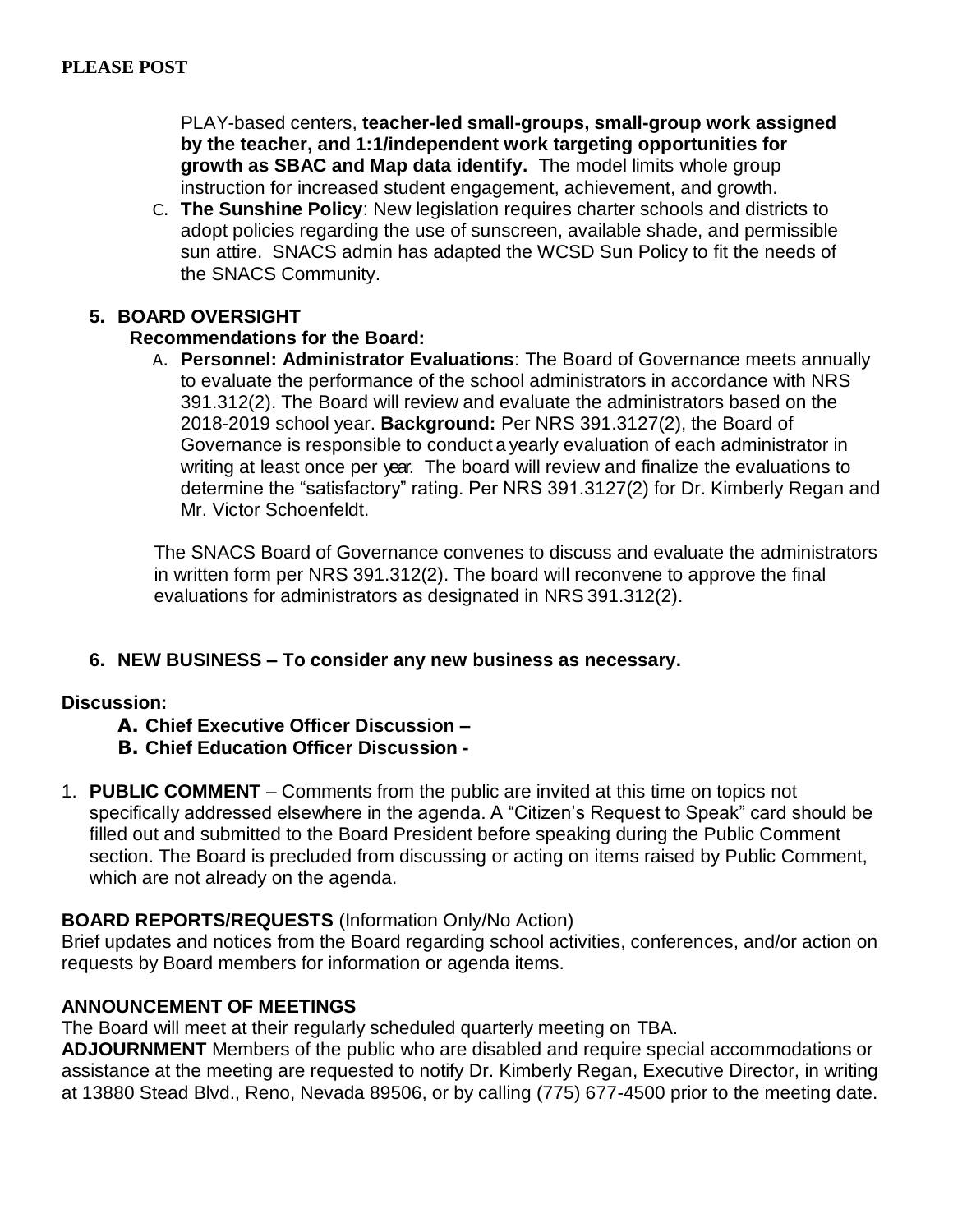**PLEASE POST**

PLAY-based centers, **teacher-led small-groups, small-group work assigned by the teacher, and 1:1/independent work targeting opportunities for growth as SBAC and Map data identify.** The model limits whole group instruction for increased student engagement, achievement, and growth.

C. **The Sunshine Policy**: New legislation requires charter schools and districts to adopt policies regarding the use of sunscreen, available shade, and permissible sun attire. SNACS admin has adapted the WCSD Sun Policy to fit the needs of the SNACS Community.

## 5. BOARD OVERSIGHT

**Recommendations for the Board:**

A. **Personnel: Administrator Evaluations**: The Board of Governance meets annually to evaluate the performance of the school administrators in accordance with NRS 391.312(2). The Board will review and evaluate the administrators based on the 2018-2019 school year. **Background:** Per NRS 391.3127(2), the Board of Governance is responsible to conduct a yearly evaluation of each administrator in writing at least once per year. The board will review and finalize the evaluations to determine the "satisfactory" rating. Per NRS 391.3127(2) for Dr. Kimberly Regan and Mr. Victor Schoenfeldt.

The SNACS Board of Governance convenes to discuss and evaluate the administrators in written form per NRS 391.312(2). The board will reconvene to approve the final evaluations for administrators as designated in NRS 391.312(2).

## 6. NEW BUSINESS – To consider any new business as necessary.

**Discussion:**

**A. Chief Executive Officer Discussion –**

**B. Chief Education Officer Discussion -**

1. **PUBLIC COMMENT** – Comments from the public are invited at this time on topics not specifically addressed elsewhere in the agenda. A "Citizen's Request to Speak" card should be filled out and submitted to the Board President before speaking during the Public Comment section. The Board is precluded from discussing or acting on items raised by Public Comment, which are not already on the agenda.

**BOARD REPORTS/REQUESTS** (Information Only/No Action)
Brief updates and notices from the Board regarding school activities, conferences, and/or action on requests by Board members for information or agenda items.

**ANNOUNCEMENT OF MEETINGS**
The Board will meet at their regularly scheduled quarterly meeting on TBA.

**ADJOURNMENT** Members of the public who are disabled and require special accommodations or assistance at the meeting are requested to notify Dr. Kimberly Regan, Executive Director, in writing at 13880 Stead Blvd., Reno, Nevada 89506, or by calling (775) 677-4500 prior to the meeting date.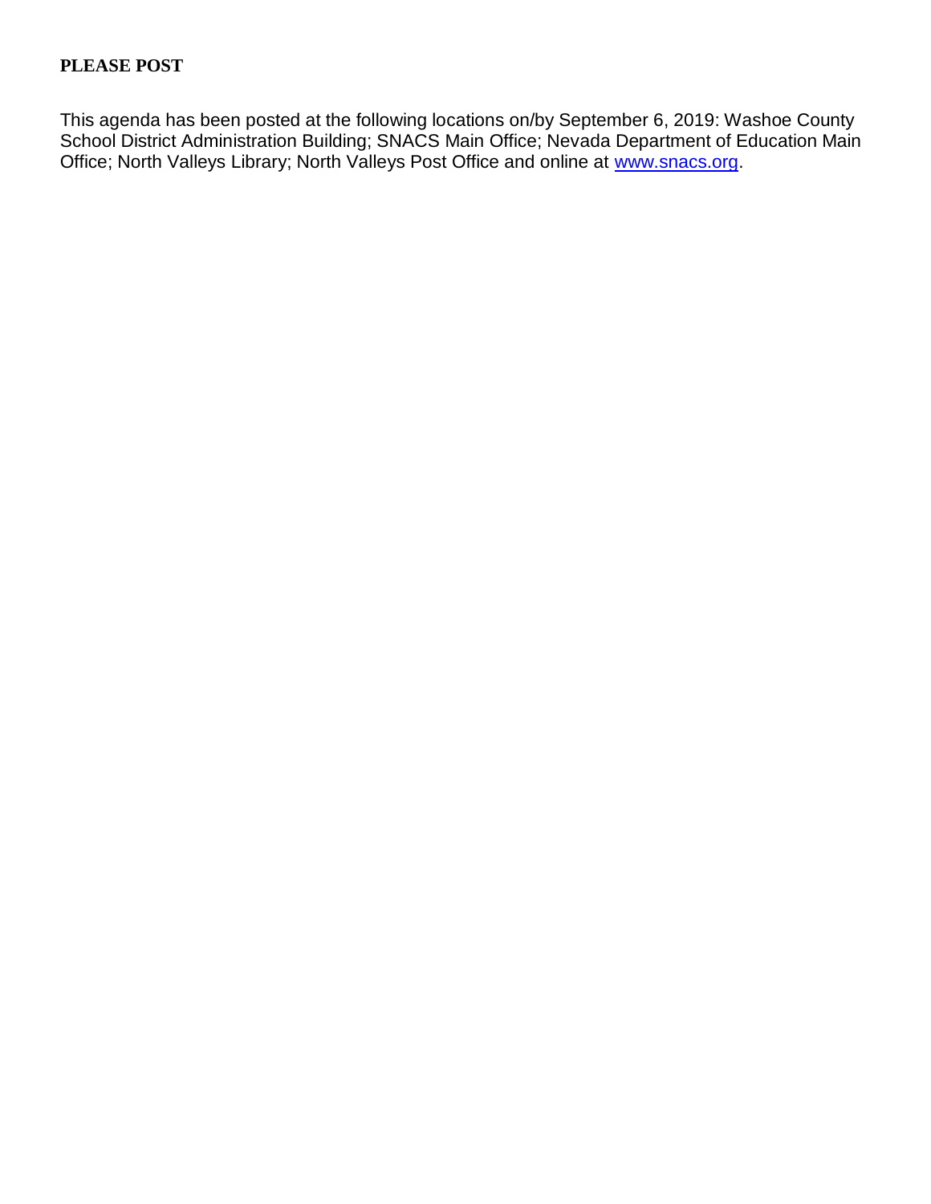**PLEASE POST**

This agenda has been posted at the following locations on/by September 6, 2019: Washoe County School District Administration Building; SNACS Main Office; Nevada Department of Education Main Office; North Valleys Library; North Valleys Post Office and online at [www.snacs.org](http://www.snacs.org).